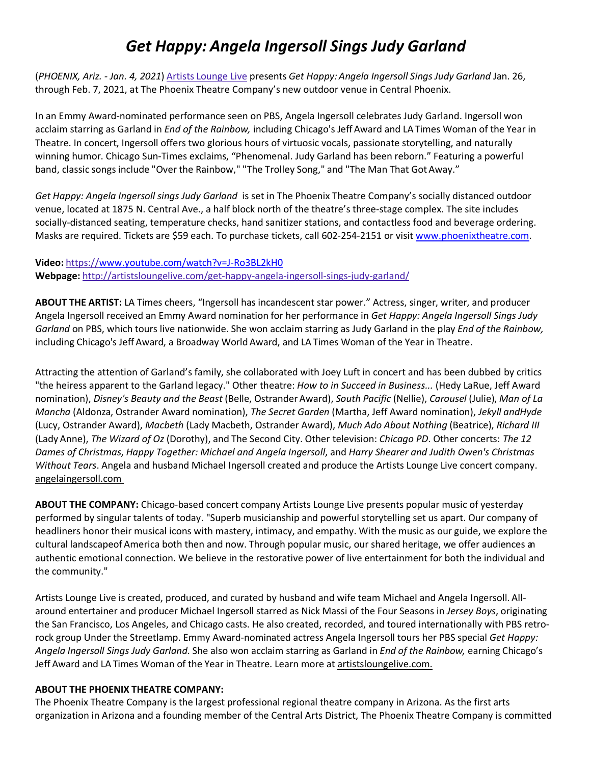# *Get Happy: Angela Ingersoll Sings Judy Garland*

(*PHOENIX, Ariz. - Jan. 4, 2021*) [Artists Lounge Live](http://artistsloungelive.com) presents *Get Happy: Angela Ingersoll Sings Judy Garland* Jan. 26, through Feb. 7, 2021, at The Phoenix Theatre Company's new outdoor venue in Central Phoenix.

In an Emmy Award-nominated performance seen on PBS, Angela Ingersoll celebrates Judy Garland. Ingersoll won acclaim starring as Garland in *End of the Rainbow,* including Chicago's Jeff Award and LA Times Woman of the Year in Theatre. In concert, Ingersoll offers two glorious hours of virtuosic vocals, passionate storytelling, and naturally winning humor. Chicago Sun-Times exclaims, "Phenomenal. Judy Garland has been reborn." Featuring a powerful band, classic songs include "Over the Rainbow," "The Trolley Song," and "The Man That Got Away."

*Get Happy: Angela Ingersoll sings Judy Garland* is set in The Phoenix Theatre Company's socially distanced outdoor venue, located at 1875 N. Central Ave., a half block north of the theatre's three-stage complex. The site includes socially-distanced seating, temperature checks, hand sanitizer stations, and contactless food and beverage ordering. Masks are required. Tickets are $59 each. To purchase tickets, call 602-254-2151 or visit [www.phoenixtheatre.com](http://www.phoenixtheatre.com).

**Video:** https://www.youtube.com/watch?v=J-Ro3BL2kH0
**Webpage:** http://artistsloungelive.com/get-happy-angela-ingersoll-sings-judy-garland/

**ABOUT THE ARTIST:** LA Times cheers, "Ingersoll has incandescent star power." Actress, singer, writer, and producer Angela Ingersoll received an Emmy Award nomination for her performance in *Get Happy: Angela Ingersoll Sings Judy Garland* on PBS, which tours live nationwide. She won acclaim starring as Judy Garland in the play *End of the Rainbow,* including Chicago's Jeff Award, a Broadway World Award, and LA Times Woman of the Year in Theatre.

Attracting the attention of Garland's family, she collaborated with Joey Luft in concert and has been dubbed by critics "the heiress apparent to the Garland legacy." Other theatre: *How to in Succeed in Business...* (Hedy LaRue, Jeff Award nomination), *Disney's Beauty and the Beast* (Belle, Ostrander Award), *South Pacific* (Nellie), *Carousel* (Julie), *Man of La Mancha* (Aldonza, Ostrander Award nomination), *The Secret Garden* (Martha, Jeff Award nomination), *Jekyll andHyde* (Lucy, Ostrander Award), *Macbeth* (Lady Macbeth, Ostrander Award), *Much Ado About Nothing* (Beatrice), *Richard III* (Lady Anne), *The Wizard of Oz* (Dorothy), and The Second City. Other television: *Chicago PD*. Other concerts: *The 12 Dames of Christmas*, *Happy Together: Michael and Angela Ingersoll*, and *Harry Shearer and Judith Owen's Christmas Without Tears*. Angela and husband Michael Ingersoll created and produce the Artists Lounge Live concert company. angelaingersoll.com

**ABOUT THE COMPANY:** Chicago-based concert company Artists Lounge Live presents popular music of yesterday performed by singular talents of today. "Superb musicianship and powerful storytelling set us apart. Our company of headliners honor their musical icons with mastery, intimacy, and empathy. With the music as our guide, we explore the cultural landscapeof America both then and now. Through popular music, our shared heritage, we offer audiences an authentic emotional connection. We believe in the restorative power of live entertainment for both the individual and the community."

Artists Lounge Live is created, produced, and curated by husband and wife team Michael and Angela Ingersoll. All-around entertainer and producer Michael Ingersoll starred as Nick Massi of the Four Seasons in *Jersey Boys*, originating the San Francisco, Los Angeles, and Chicago casts. He also created, recorded, and toured internationally with PBS retro-rock group Under the Streetlamp. Emmy Award-nominated actress Angela Ingersoll tours her PBS special *Get Happy: Angela Ingersoll Sings Judy Garland*. She also won acclaim starring as Garland in *End of the Rainbow,* earning Chicago's Jeff Award and LA Times Woman of the Year in Theatre. Learn more at artistsloungelive.com.

**ABOUT THE PHOENIX THEATRE COMPANY:**
The Phoenix Theatre Company is the largest professional regional theatre company in Arizona. As the first arts organization in Arizona and a founding member of the Central Arts District, The Phoenix Theatre Company is committed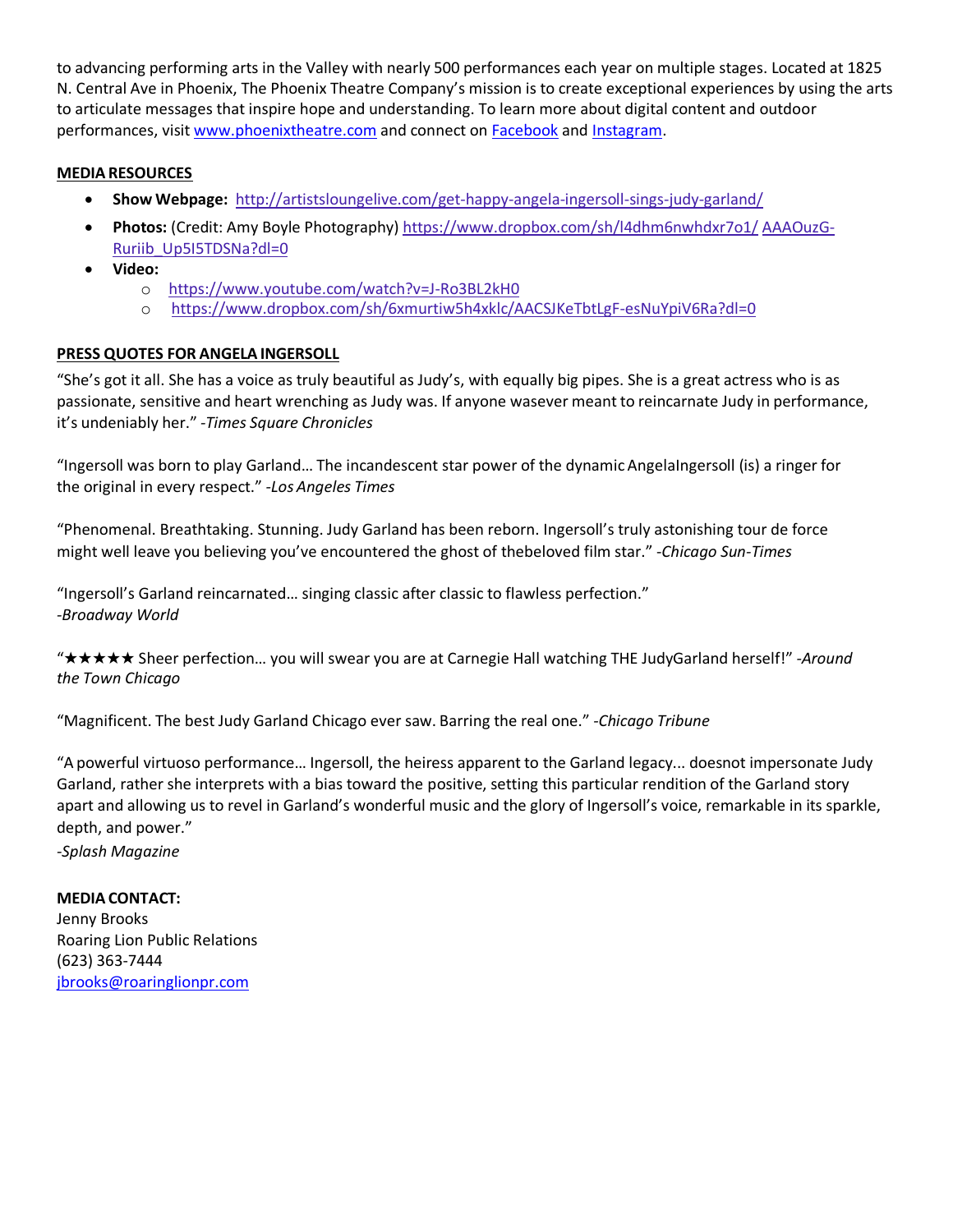to advancing performing arts in the Valley with nearly 500 performances each year on multiple stages. Located at 1825 N. Central Ave in Phoenix, The Phoenix Theatre Company's mission is to create exceptional experiences by using the arts to articulate messages that inspire hope and understanding. To learn more about digital content and outdoor performances, visit [www.phoenixtheatre.com](www.phoenixtheatre.com) and connect on Facebook and Instagram.

**MEDIA RESOURCES**

- **Show Webpage:** http://artistsloungelive.com/get-happy-angela-ingersoll-sings-judy-garland/
- **Photos:** (Credit: Amy Boyle Photography) https://www.dropbox.com/sh/l4dhm6nwhdxr7o1/AAAOuzG-Ruriib_Up5I5TDSNa?dl=0
- **Video:**
  - https://www.youtube.com/watch?v=J-Ro3BL2kH0
  - https://www.dropbox.com/sh/6xmurtiw5h4xklc/AACSJKeTbtLgF-esNuYpiV6Ra?dl=0

**PRESS QUOTES FOR ANGELA INGERSOLL**

"She's got it all. She has a voice as truly beautiful as Judy's, with equally big pipes. She is a great actress who is as passionate, sensitive and heart wrenching as Judy was. If anyone wasever meant to reincarnate Judy in performance, it's undeniably her." -*Times Square Chronicles*

"Ingersoll was born to play Garland… The incandescent star power of the dynamic AngelaIngersoll (is) a ringer for the original in every respect." -*Los Angeles Times*

"Phenomenal. Breathtaking. Stunning. Judy Garland has been reborn. Ingersoll's truly astonishing tour de force might well leave you believing you've encountered the ghost of thebeloved film star." -*Chicago Sun-Times*

"Ingersoll's Garland reincarnated… singing classic after classic to flawless perfection."
-*Broadway World*

"★★★★★ Sheer perfection… you will swear you are at Carnegie Hall watching THE JudyGarland herself!" -*Around the Town Chicago*

"Magnificent. The best Judy Garland Chicago ever saw. Barring the real one." -*Chicago Tribune*

"A powerful virtuoso performance… Ingersoll, the heiress apparent to the Garland legacy... doesnot impersonate Judy Garland, rather she interprets with a bias toward the positive, setting this particular rendition of the Garland story apart and allowing us to revel in Garland's wonderful music and the glory of Ingersoll's voice, remarkable in its sparkle, depth, and power."
-*Splash Magazine*

**MEDIA CONTACT:**
Jenny Brooks
Roaring Lion Public Relations
(623) 363-7444
jbrooks@roaringlionpr.com